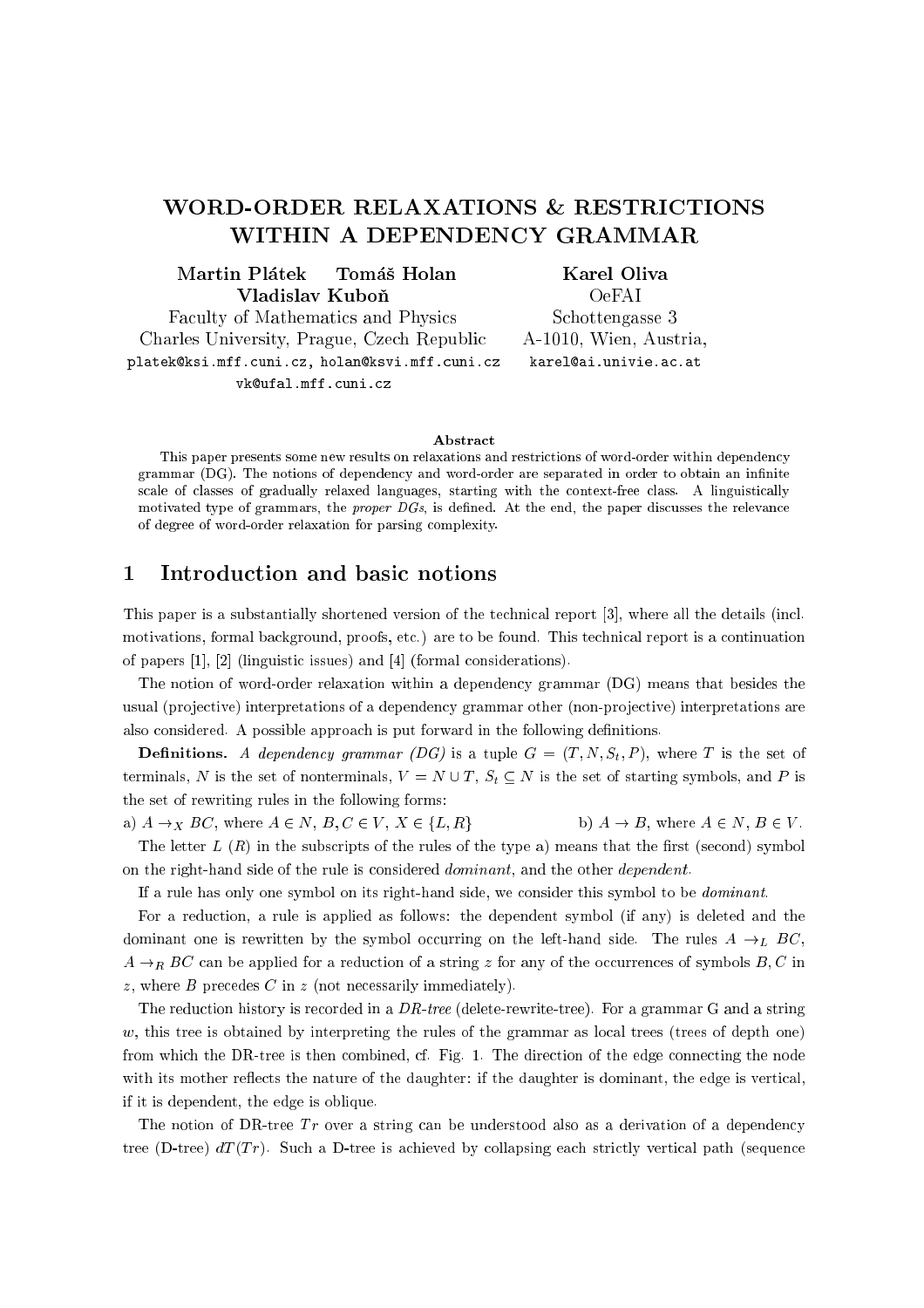# WORD-ORDER RELAXATIONS & RESTRICTIONS WITHIN A DEPENDENCY GRAMMAR

**Martin Plátek Tomáš Holan Vladislav Kuboň**
Faculty of Mathematics and Physics
Charles University, Prague, Czech Republic
platek@ksi.mff.cuni.cz, holan@ksvi.mff.cuni.cz
vk@ufal.mff.cuni.cz

**Karel Oliva**
OeFAI
Schottengasse 3
A-1010, Wien, Austria,
karel@ai.univie.ac.at

**Abstract**

This paper presents some new results on relaxations and restrictions of word-order within dependency grammar (DG). The notions of dependency and word-order are separated in order to obtain an infinite scale of classes of gradually relaxed languages, starting with the context-free class. A linguistically motivated type of grammars, the *proper DGs*, is defined. At the end, the paper discusses the relevance of degree of word-order relaxation for parsing complexity.

## 1 Introduction and basic notions

This paper is a substantially shortened version of the technical report [3], where all the details (incl. motivations, formal background, proofs, etc.) are to be found. This technical report is a continuation of papers [1], [2] (linguistic issues) and [4] (formal considerations).

The notion of word-order relaxation within a dependency grammar (DG) means that besides the usual (projective) interpretations of a dependency grammar other (non-projective) interpretations are also considered. A possible approach is put forward in the following definitions.

**Definitions.** *A dependency grammar (DG)* is a tuple $G = (T, N, S_t, P)$, where $T$ is the set of terminals, $N$ is the set of nonterminals, $V = N \cup T$, $S_t \subseteq N$ is the set of starting symbols, and $P$ is the set of rewriting rules in the following forms:

a) $A \rightarrow_X BC$, where $A \in N$, $B, C \in V$, $X \in \{L, R\}$ b) $A \rightarrow B$, where $A \in N$, $B \in V$.

The letter $L$ ($R$) in the subscripts of the rules of the type a) means that the first (second) symbol on the right-hand side of the rule is considered *dominant*, and the other *dependent*.

If a rule has only one symbol on its right-hand side, we consider this symbol to be *dominant*.

For a reduction, a rule is applied as follows: the dependent symbol (if any) is deleted and the dominant one is rewritten by the symbol occurring on the left-hand side. The rules $A \rightarrow_L BC$, $A \rightarrow_R BC$ can be applied for a reduction of a string $z$ for any of the occurrences of symbols $B, C$ in $z$, where $B$ precedes $C$ in $z$ (not necessarily immediately).

The reduction history is recorded in a *DR-tree* (delete-rewrite-tree). For a grammar G and a string $w$, this tree is obtained by interpreting the rules of the grammar as local trees (trees of depth one) from which the DR-tree is then combined, cf. Fig. 1. The direction of the edge connecting the node with its mother reflects the nature of the daughter: if the daughter is dominant, the edge is vertical, if it is dependent, the edge is oblique.

The notion of DR-tree $Tr$ over a string can be understood also as a derivation of a dependency tree (D-tree) $dT(Tr)$. Such a D-tree is achieved by collapsing each strictly vertical path (sequence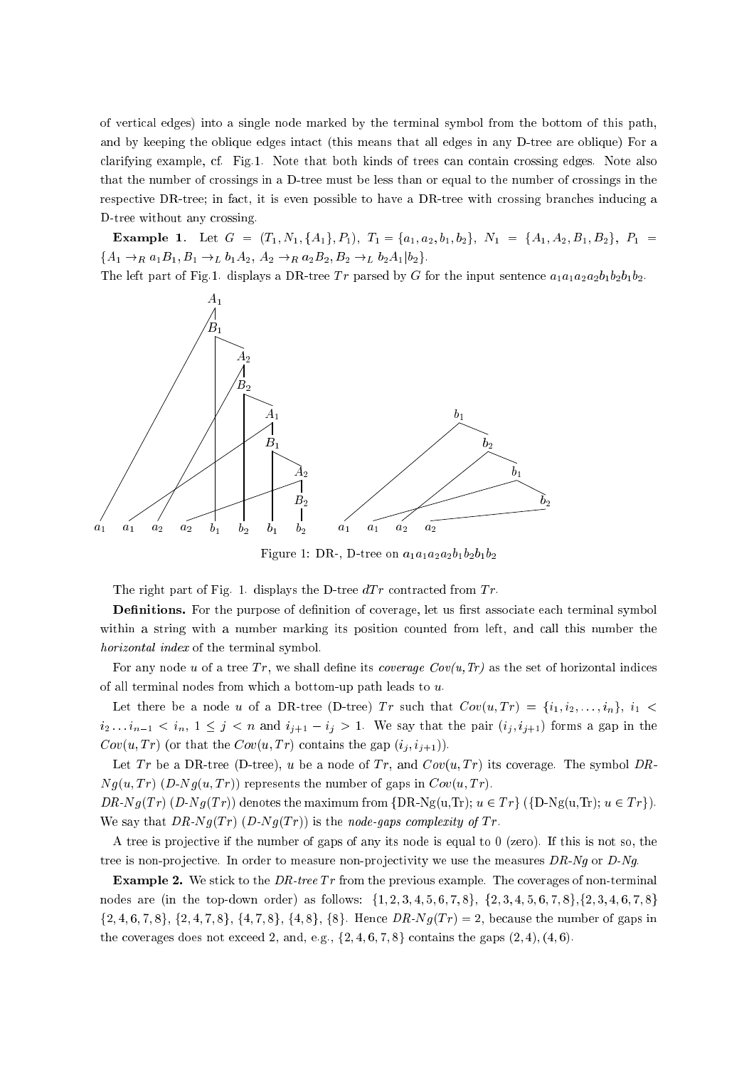of vertical edges) into a single node marked by the terminal symbol from the bottom of this path, and by keeping the oblique edges intact (this means that all edges in any D-tree are oblique) For a clarifying example, cf. Fig.1. Note that both kinds of trees can contain crossing edges. Note also that the number of crossings in a D-tree must be less than or equal to the number of crossings in the respective DR-tree; in fact, it is even possible to have a DR-tree with crossing branches inducing a D-tree without any crossing.

**Example 1.** Let $G = (T_1, N_1, \{A_1\}, P_1)$, $T_1 = \{a_1, a_2, b_1, b_2\}$, $N_1 = \{A_1, A_2, B_1, B_2\}$, $P_1 = \{A_1 \to_R a_1 B_1, B_1 \to_L b_1 A_2, A_2 \to_R a_2 B_2, B_2 \to_L b_2 A_1 | b_2\}$.

The left part of Fig.1. displays a DR-tree $Tr$ parsed by $G$ for the input sentence $a_1 a_1 a_2 a_2 b_1 b_2 b_1 b_2$.

Figure 1: DR-, D-tree on $a_1 a_1 a_2 a_2 b_1 b_2 b_1 b_2$

The right part of Fig. 1. displays the D-tree $dTr$ contracted from $Tr$.

**Definitions.** For the purpose of definition of coverage, let us first associate each terminal symbol within a string with a number marking its position counted from left, and call this number the *horizontal index* of the terminal symbol.

For any node $u$ of a tree $Tr$, we shall define its *coverage* $Cov(u, Tr)$ as the set of horizontal indices of all terminal nodes from which a bottom-up path leads to $u$.

Let there be a node $u$ of a DR-tree (D-tree) $Tr$ such that $Cov(u, Tr) = \{i_1, i_2, \ldots, i_n\}$, $i_1 < i_2 \ldots i_{n-1} < i_n$, $1 \leq j < n$ and $i_{j+1} - i_j > 1$. We say that the pair $(i_j, i_{j+1})$ forms a gap in the $Cov(u, Tr)$ (or that the $Cov(u, Tr)$ contains the gap $(i_j, i_{j+1})$).

Let $Tr$ be a DR-tree (D-tree), $u$ be a node of $Tr$, and $Cov(u, Tr)$ its coverage. The symbol *DR-Ng(u, Tr)* (*D-Ng(u, Tr)*) represents the number of gaps in $Cov(u, Tr)$.

*DR-Ng(Tr)* (*D-Ng(Tr)*) denotes the maximum from {DR-Ng(u,Tr); $u \in Tr$} ({D-Ng(u,Tr); $u \in Tr$}). We say that *DR-Ng(Tr)* (*D-Ng(Tr)*) is the *node-gaps complexity of* $Tr$.

A tree is projective if the number of gaps of any its node is equal to 0 (zero). If this is not so, the tree is non-projective. In order to measure non-projectivity we use the measures *DR-Ng* or *D-Ng*.

**Example 2.** We stick to the *DR-tree* $Tr$ from the previous example. The coverages of non-terminal nodes are (in the top-down order) as follows: $\{1, 2, 3, 4, 5, 6, 7, 8\}$, $\{2, 3, 4, 5, 6, 7, 8\}$, $\{2, 3, 4, 6, 7, 8\}$ $\{2, 4, 6, 7, 8\}$, $\{2, 4, 7, 8\}$, $\{4, 7, 8\}$, $\{4, 8\}$, $\{8\}$. Hence *DR-Ng(Tr)* = 2, because the number of gaps in the coverages does not exceed 2, and, e.g., $\{2, 4, 6, 7, 8\}$ contains the gaps $(2, 4), (4, 6)$.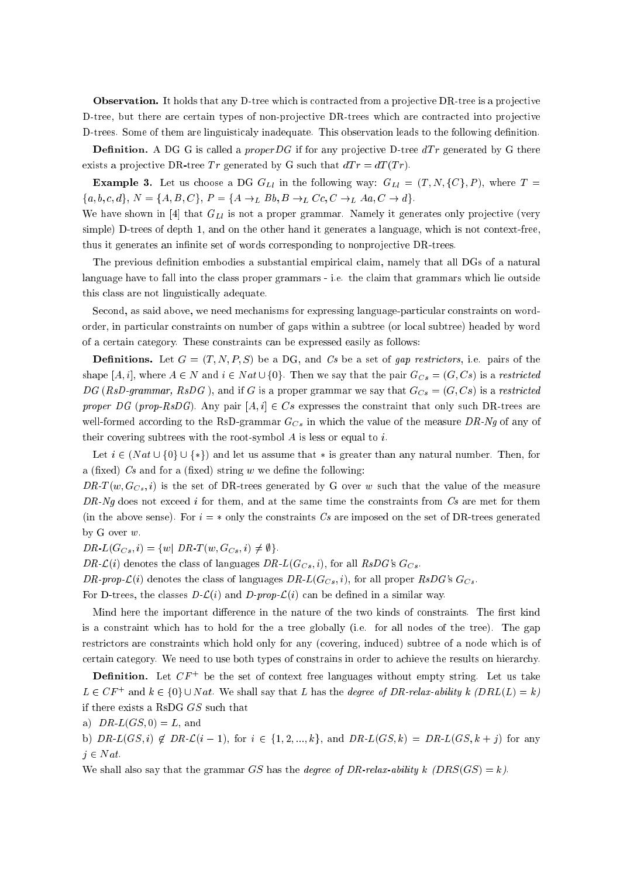**Observation.** It holds that any D-tree which is contracted from a projective DR-tree is a projective D-tree, but there are certain types of non-projective DR-trees which are contracted into projective D-trees. Some of them are linguisticaly inadequate. This observation leads to the following definition.

**Definition.** A DG G is called a *properDG* if for any projective D-tree $dTr$ generated by G there exists a projective DR-tree $Tr$ generated by G such that $dTr = dT(Tr)$.

**Example 3.** Let us choose a DG $G_{Ll}$ in the following way: $G_{Ll} = (T, N, \{C\}, P)$, where $T = \{a, b, c, d\}$, $N = \{A, B, C\}$, $P = \{A \to_L Bb, B \to_L Cc, C \to_L Aa, C \to d\}$.
We have shown in [4] that $G_{Ll}$ is not a proper grammar. Namely it generates only projective (very simple) D-trees of depth 1, and on the other hand it generates a language, which is not context-free, thus it generates an infinite set of words corresponding to nonprojective DR-trees.

The previous definition embodies a substantial empirical claim, namely that all DGs of a natural language have to fall into the class proper grammars - i.e. the claim that grammars which lie outside this class are not linguistically adequate.

Second, as said above, we need mechanisms for expressing language-particular constraints on word-order, in particular constraints on number of gaps within a subtree (or local subtree) headed by word of a certain category. These constraints can be expressed easily as follows:

**Definitions.** Let $G = (T, N, P, S)$ be a DG, and $Cs$ be a set of *gap restrictors*, i.e. pairs of the shape $[A, i]$, where $A \in N$ and $i \in Nat \cup \{0\}$. Then we say that the pair $G_{Cs} = (G, Cs)$ is a *restricted DG (RsD-grammar, RsDG )*, and if $G$ is a proper grammar we say that $G_{Cs} = (G, Cs)$ is a *restricted proper DG (prop-RsDG)*. Any pair $[A, i] \in Cs$ expresses the constraint that only such DR-trees are well-formed according to the RsD-grammar $G_{Cs}$ in which the value of the measure *DR-Ng* of any of their covering subtrees with the root-symbol $A$ is less or equal to $i$.

Let $i \in (Nat \cup \{0\} \cup \{*\})$ and let us assume that $*$ is greater than any natural number. Then, for a (fixed) $Cs$ and for a (fixed) string $w$ we define the following:

$DR\text{-}T(w, G_{Cs}, i)$ is the set of DR-trees generated by G over $w$ such that the value of the measure *DR-Ng* does not exceed $i$ for them, and at the same time the constraints from $Cs$ are met for them (in the above sense). For $i = *$ only the constraints $Cs$ are imposed on the set of DR-trees generated by G over $w$.

$DR\text{-}L(G_{Cs}, i) = \{w \mid DR\text{-}T(w, G_{Cs}, i) \neq \emptyset\}$.

$DR\text{-}\mathcal{L}(i)$ denotes the class of languages $DR\text{-}L(G_{Cs}, i)$, for all *RsDG*'s $G_{Cs}$.

$DR\text{-}prop\text{-}\mathcal{L}(i)$ denotes the class of languages $DR\text{-}L(G_{Cs}, i)$, for all proper *RsDG*'s $G_{Cs}$.

For D-trees, the classes $D\text{-}\mathcal{L}(i)$ and $D\text{-}prop\text{-}\mathcal{L}(i)$ can be defined in a similar way.

Mind here the important difference in the nature of the two kinds of constraints. The first kind is a constraint which has to hold for the a tree globally (i.e. for all nodes of the tree). The gap restrictors are constraints which hold only for any (covering, induced) subtree of a node which is of certain category. We need to use both types of constrains in order to achieve the results on hierarchy.

**Definition.** Let $CF^+$ be the set of context free languages without empty string. Let us take $L \in CF^+$ and $k \in \{0\} \cup Nat$. We shall say that $L$ has the *degree of DR-relax-ability k* ($DRL(L) = k$) if there exists a RsDG $GS$ such that

a) $DR\text{-}L(GS, 0) = L$, and

b) $DR\text{-}L(GS, i) \notin DR\text{-}\mathcal{L}(i-1)$, for $i \in \{1, 2, ..., k\}$, and $DR\text{-}L(GS, k) = DR\text{-}L(GS, k + j)$ for any $j \in Nat$.

We shall also say that the grammar $GS$ has the *degree of DR-relax-ability k* ($DRS(GS) = k$).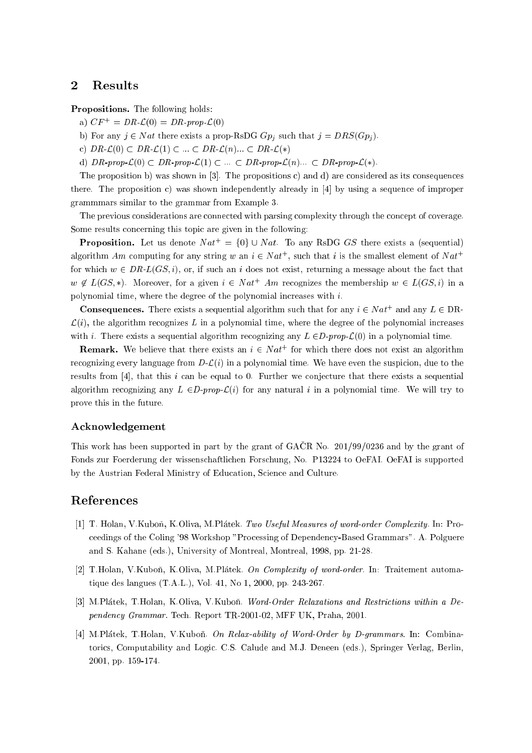## 2 Results

**Propositions.** The following holds:

a) $CF^+ = DR\text{-}\mathcal{L}(0) = DR\text{-}prop\text{-}\mathcal{L}(0)$

b) For any $j \in Nat$ there exists a prop-RsDG $Gp_j$ such that $j = DRS(Gp_j)$.

c) $DR\text{-}\mathcal{L}(0) \subset DR\text{-}\mathcal{L}(1) \subset ... \subset DR\text{-}\mathcal{L}(n)... \subset DR\text{-}\mathcal{L}(*)$

d) $DR\text{-}prop\text{-}\mathcal{L}(0) \subset DR\text{-}prop\text{-}\mathcal{L}(1) \subset ... \subset DR\text{-}prop\text{-}\mathcal{L}(n)... \subset DR\text{-}prop\text{-}\mathcal{L}(*)$.

The proposition b) was shown in [3]. The propositions c) and d) are considered as its consequences there. The proposition c) was shown independently already in [4] by using a sequence of improper grammmars similar to the grammar from Example 3.

The previous considerations are connected with parsing complexity through the concept of coverage. Some results concerning this topic are given in the following:

**Proposition.** Let us denote $Nat^+ = \{0\} \cup Nat$. To any RsDG $GS$ there exists a (sequential) algorithm $Am$ computing for any string $w$ an $i \in Nat^+$, such that $i$ is the smallest element of $Nat^+$ for which $w \in DR\text{-}L(GS, i)$, or, if such an $i$ does not exist, returning a message about the fact that $w \notin L(GS, *)$. Moreover, for a given $i \in Nat^+$ $Am$ recognizes the membership $w \in L(GS, i)$ in a polynomial time, where the degree of the polynomial increases with $i$.

**Consequences.** There exists a sequential algorithm such that for any $i \in Nat^+$ and any $L \in$ DR-$\mathcal{L}(i)$, the algorithm recognizes $L$ in a polynomial time, where the degree of the polynomial increases with $i$. There exists a sequential algorithm recognizing any $L \in D\text{-}prop\text{-}\mathcal{L}(0)$ in a polynomial time.

**Remark.** We believe that there exists an $i \in Nat^+$ for which there does not exist an algorithm recognizing every language from $D\text{-}\mathcal{L}(i)$ in a polynomial time. We have even the suspicion, due to the results from [4], that this $i$ can be equal to 0. Further we conjecture that there exists a sequential algorithm recognizing any $L \in D\text{-}prop\text{-}\mathcal{L}(i)$ for any natural $i$ in a polynomial time. We will try to prove this in the future.

### Acknowledgement

This work has been supported in part by the grant of GAČR No. 201/99/0236 and by the grant of Fonds zur Foerderung der wissenschaftlichen Forschung, No. P13224 to OeFAI. OeFAI is supported by the Austrian Federal Ministry of Education, Science and Culture.

## References

[1] T. Holan, V.Kuboň, K.Oliva, M.Plátek. *Two Useful Measures of word-order Complexity.* In: Proceedings of the Coling '98 Workshop "Processing of Dependency-Based Grammars". A. Polguere and S. Kahane (eds.), University of Montreal, Montreal, 1998, pp. 21-28.

[2] T.Holan, V.Kuboň, K.Oliva, M.Plátek. *On Complexity of word-order.* In: Traitement automatique des langues (T.A.L.), Vol. 41, No 1, 2000, pp. 243-267.

[3] M.Plátek, T.Holan, K.Oliva, V.Kuboň. *Word-Order Relaxations and Restrictions within a Dependency Grammar.* Tech. Report TR-2001-02, MFF UK, Praha, 2001.

[4] M.Plátek, T.Holan, V.Kuboň. *On Relax-ability of Word-Order by D-grammars.* In: Combinatorics, Computability and Logic. C.S. Calude and M.J. Deneen (eds.), Springer Verlag, Berlin, 2001, pp. 159-174.